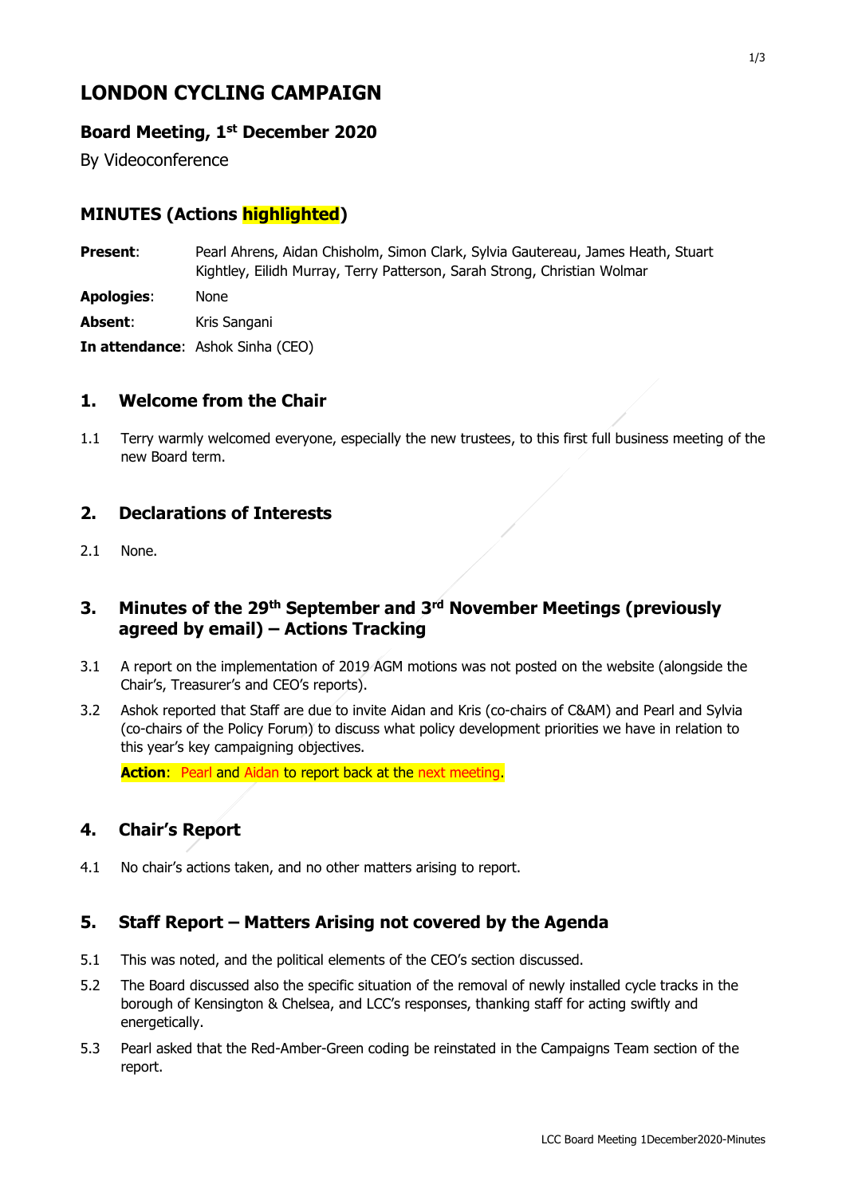# LONDON CYCLING CAMPAIGN

## Board Meeting, 1st December 2020

By Videoconference

## MINUTES (Actions highlighted)

**Present**: Pearl Ahrens, Aidan Chisholm, Simon Clark, Sylvia Gautereau, James Heath, Stuart Kightley, Eilidh Murray, Terry Patterson, Sarah Strong, Christian Wolmar

**Apologies**: None

**Absent**: Kris Sangani

**In attendance**: Ashok Sinha (CEO)

## 1. Welcome from the Chair

1.1 Terry warmly welcomed everyone, especially the new trustees, to this first full business meeting of the new Board term.

## 2. Declarations of Interests

2.1 None.

## 3. Minutes of the 29th September and 3rd November Meetings (previously agreed by email) – Actions Tracking

3.1 A report on the implementation of 2019 AGM motions was not posted on the website (alongside the Chair's, Treasurer's and CEO's reports).

3.2 Ashok reported that Staff are due to invite Aidan and Kris (co-chairs of C&AM) and Pearl and Sylvia (co-chairs of the Policy Forum) to discuss what policy development priorities we have in relation to this year's key campaigning objectives.

**Action**: Pearl and Aidan to report back at the next meeting.

## 4. Chair's Report

4.1 No chair's actions taken, and no other matters arising to report.

## 5. Staff Report – Matters Arising not covered by the Agenda

5.1 This was noted, and the political elements of the CEO's section discussed.

5.2 The Board discussed also the specific situation of the removal of newly installed cycle tracks in the borough of Kensington & Chelsea, and LCC's responses, thanking staff for acting swiftly and energetically.

5.3 Pearl asked that the Red-Amber-Green coding be reinstated in the Campaigns Team section of the report.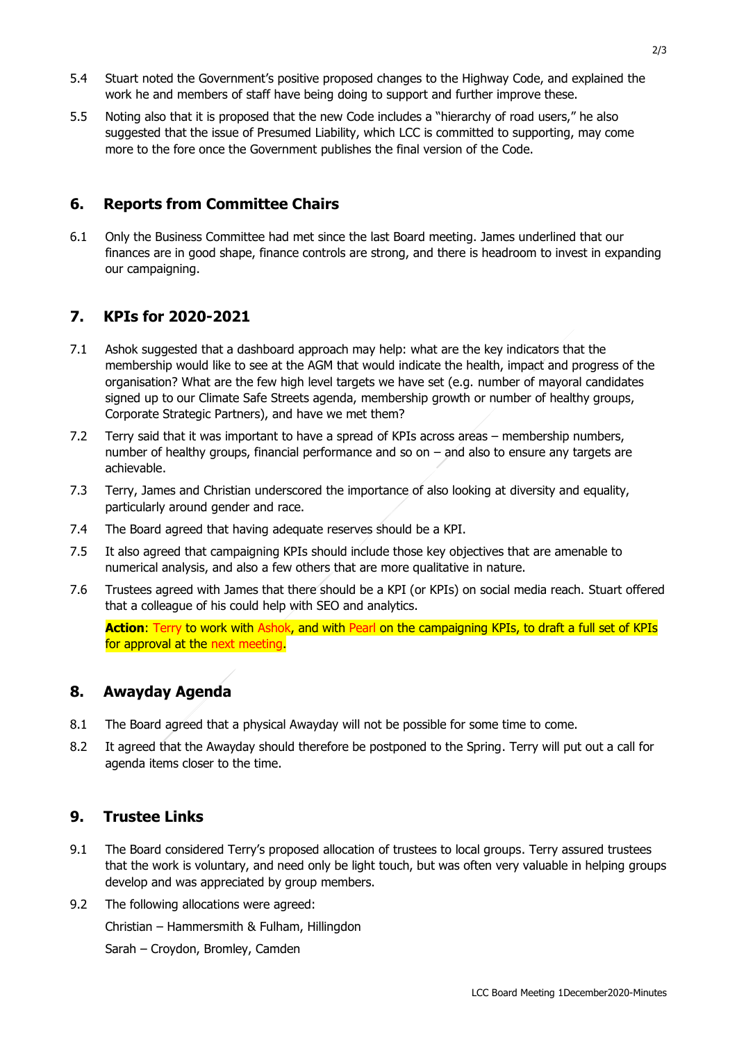5.4 Stuart noted the Government's positive proposed changes to the Highway Code, and explained the work he and members of staff have being doing to support and further improve these.

5.5 Noting also that it is proposed that the new Code includes a "hierarchy of road users," he also suggested that the issue of Presumed Liability, which LCC is committed to supporting, may come more to the fore once the Government publishes the final version of the Code.

## 6. Reports from Committee Chairs

6.1 Only the Business Committee had met since the last Board meeting. James underlined that our finances are in good shape, finance controls are strong, and there is headroom to invest in expanding our campaigning.

## 7. KPIs for 2020-2021

7.1 Ashok suggested that a dashboard approach may help: what are the key indicators that the membership would like to see at the AGM that would indicate the health, impact and progress of the organisation? What are the few high level targets we have set (e.g. number of mayoral candidates signed up to our Climate Safe Streets agenda, membership growth or number of healthy groups, Corporate Strategic Partners), and have we met them?

7.2 Terry said that it was important to have a spread of KPIs across areas – membership numbers, number of healthy groups, financial performance and so on – and also to ensure any targets are achievable.

7.3 Terry, James and Christian underscored the importance of also looking at diversity and equality, particularly around gender and race.

7.4 The Board agreed that having adequate reserves should be a KPI.

7.5 It also agreed that campaigning KPIs should include those key objectives that are amenable to numerical analysis, and also a few others that are more qualitative in nature.

7.6 Trustees agreed with James that there should be a KPI (or KPIs) on social media reach. Stuart offered that a colleague of his could help with SEO and analytics.

**Action**: Terry to work with Ashok, and with Pearl on the campaigning KPIs, to draft a full set of KPIs for approval at the next meeting.

## 8. Awayday Agenda

8.1 The Board agreed that a physical Awayday will not be possible for some time to come.

8.2 It agreed that the Awayday should therefore be postponed to the Spring. Terry will put out a call for agenda items closer to the time.

## 9. Trustee Links

9.1 The Board considered Terry's proposed allocation of trustees to local groups. Terry assured trustees that the work is voluntary, and need only be light touch, but was often very valuable in helping groups develop and was appreciated by group members.

9.2 The following allocations were agreed:

Christian – Hammersmith & Fulham, Hillingdon

Sarah – Croydon, Bromley, Camden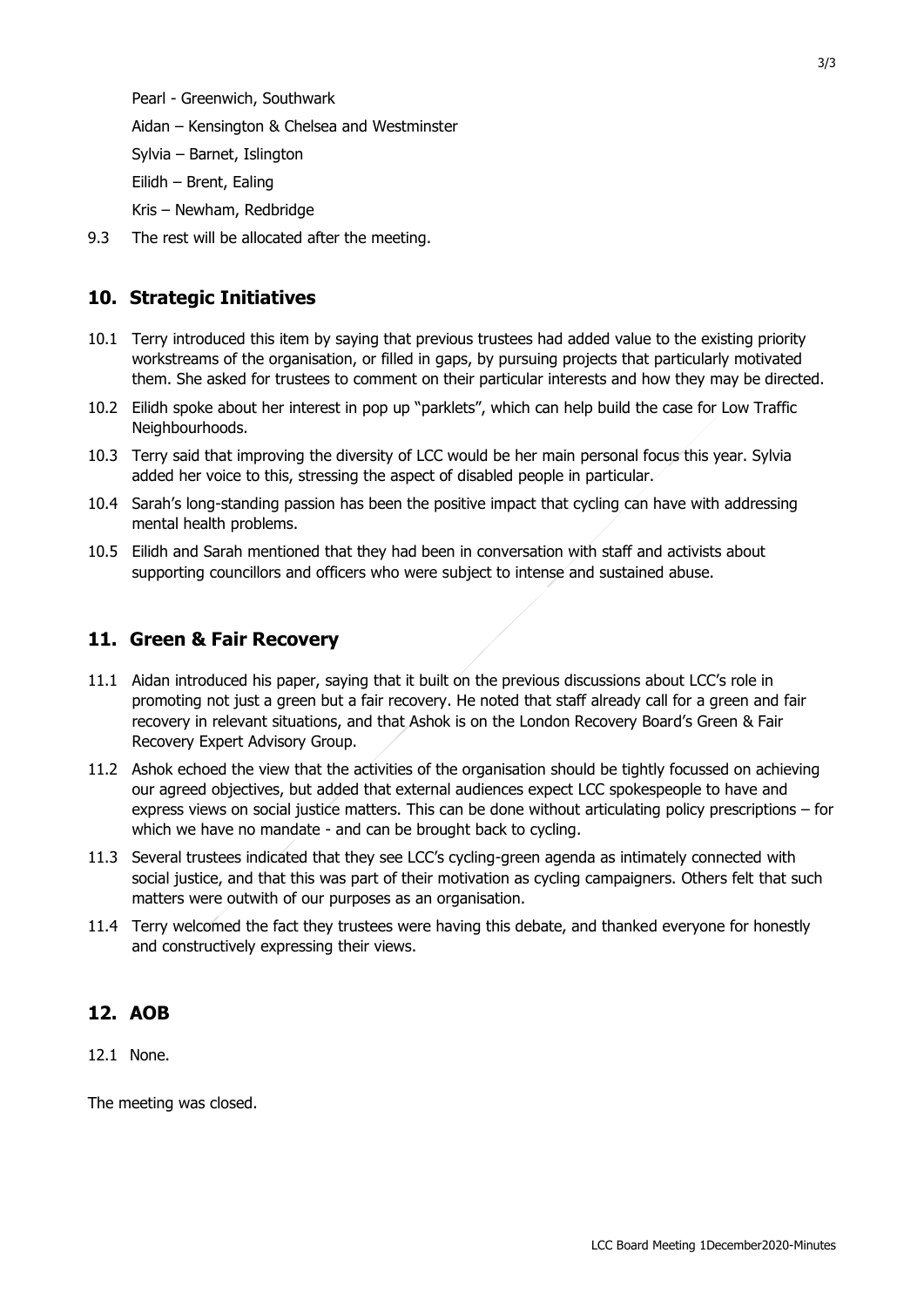Pearl - Greenwich, Southwark

Aidan – Kensington & Chelsea and Westminster

Sylvia – Barnet, Islington

Eilidh – Brent, Ealing

Kris – Newham, Redbridge

9.3 The rest will be allocated after the meeting.

## 10. Strategic Initiatives

10.1 Terry introduced this item by saying that previous trustees had added value to the existing priority workstreams of the organisation, or filled in gaps, by pursuing projects that particularly motivated them. She asked for trustees to comment on their particular interests and how they may be directed.

10.2 Eilidh spoke about her interest in pop up "parklets", which can help build the case for Low Traffic Neighbourhoods.

10.3 Terry said that improving the diversity of LCC would be her main personal focus this year. Sylvia added her voice to this, stressing the aspect of disabled people in particular.

10.4 Sarah's long-standing passion has been the positive impact that cycling can have with addressing mental health problems.

10.5 Eilidh and Sarah mentioned that they had been in conversation with staff and activists about supporting councillors and officers who were subject to intense and sustained abuse.

## 11. Green & Fair Recovery

11.1 Aidan introduced his paper, saying that it built on the previous discussions about LCC's role in promoting not just a green but a fair recovery. He noted that staff already call for a green and fair recovery in relevant situations, and that Ashok is on the London Recovery Board's Green & Fair Recovery Expert Advisory Group.

11.2 Ashok echoed the view that the activities of the organisation should be tightly focussed on achieving our agreed objectives, but added that external audiences expect LCC spokespeople to have and express views on social justice matters. This can be done without articulating policy prescriptions – for which we have no mandate - and can be brought back to cycling.

11.3 Several trustees indicated that they see LCC's cycling-green agenda as intimately connected with social justice, and that this was part of their motivation as cycling campaigners. Others felt that such matters were outwith of our purposes as an organisation.

11.4 Terry welcomed the fact they trustees were having this debate, and thanked everyone for honestly and constructively expressing their views.

## 12. AOB

12.1 None.

The meeting was closed.